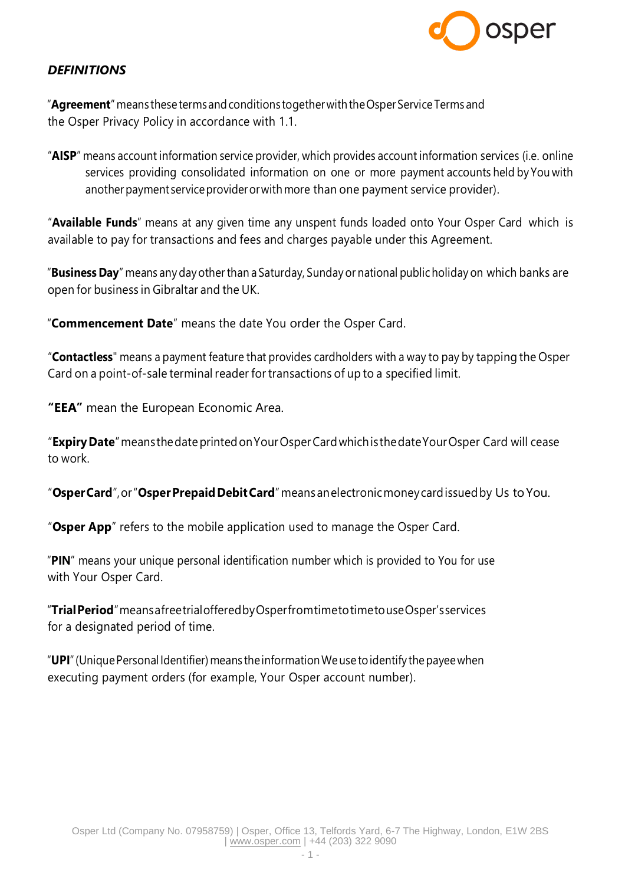***DEFINITIONS***

"**Agreement**" means these terms and conditions together with the Osper Service Terms and the Osper Privacy Policy in accordance with 1.1.

"**AISP**" means account information service provider, which provides account information services (i.e. online services providing consolidated information on one or more payment accounts held by You with another payment service provider or with more than one payment service provider).

"**Available Funds**" means at any given time any unspent funds loaded onto Your Osper Card which is available to pay for transactions and fees and charges payable under this Agreement.

"**Business Day**" means any day other than a Saturday, Sunday or national public holiday on which banks are open for business in Gibraltar and the UK.

"**Commencement Date**" means the date You order the Osper Card.

"**Contactless**" means a payment feature that provides cardholders with a way to pay by tapping the Osper Card on a point-of-sale terminal reader for transactions of up to a specified limit.

**"EEA"** mean the European Economic Area.

"**Expiry Date**" means the date printed on Your Osper Card which is the date Your Osper Card will cease to work.

"**Osper Card**", or "**Osper Prepaid Debit Card**" means an electronic money card issued by Us to You.

"**Osper App**" refers to the mobile application used to manage the Osper Card.

"**PIN**" means your unique personal identification number which is provided to You for use with Your Osper Card.

"**Trial Period**" means a free trial offered by Osper from time to time to use Osper's services for a designated period of time.

"**UPI**" (Unique Personal Identifier) means the information We use to identify the payee when executing payment orders (for example, Your Osper account number).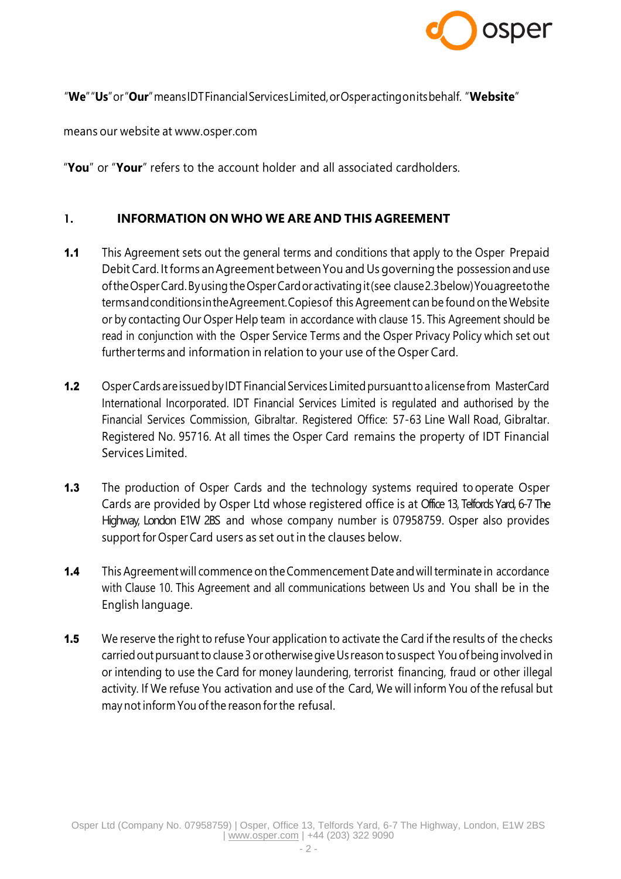"**We**" "**Us**" or "**Our**" means IDT Financial Services Limited, or Osper acting on its behalf. "**Website**"

means our website at www.osper.com

"**You**" or "**Your**" refers to the account holder and all associated cardholders.

## 1. INFORMATION ON WHO WE ARE AND THIS AGREEMENT

**1.1** This Agreement sets out the general terms and conditions that apply to the Osper Prepaid Debit Card. It forms an Agreement between You and Us governing the possession and use of the Osper Card. By using the Osper Card or activating it (see clause 2.3 below) You agree to the terms and conditions in the Agreement. Copies of this Agreement can be found on the Website or by contacting Our Osper Help team in accordance with clause 15. This Agreement should be read in conjunction with the Osper Service Terms and the Osper Privacy Policy which set out further terms and information in relation to your use of the Osper Card.

**1.2** Osper Cards are issued by IDT Financial Services Limited pursuant to a license from MasterCard International Incorporated. IDT Financial Services Limited is regulated and authorised by the Financial Services Commission, Gibraltar. Registered Office: 57-63 Line Wall Road, Gibraltar. Registered No. 95716. At all times the Osper Card remains the property of IDT Financial Services Limited.

**1.3** The production of Osper Cards and the technology systems required to operate Osper Cards are provided by Osper Ltd whose registered office is at Office 13, Telfords Yard, 6-7 The Highway, London E1W 2BS and whose company number is 07958759. Osper also provides support for Osper Card users as set out in the clauses below.

**1.4** This Agreement will commence on the Commencement Date and will terminate in accordance with Clause 10. This Agreement and all communications between Us and You shall be in the English language.

**1.5** We reserve the right to refuse Your application to activate the Card if the results of the checks carried out pursuant to clause 3 or otherwise give Us reason to suspect You of being involved in or intending to use the Card for money laundering, terrorist financing, fraud or other illegal activity. If We refuse You activation and use of the Card, We will inform You of the refusal but may not inform You of the reason for the refusal.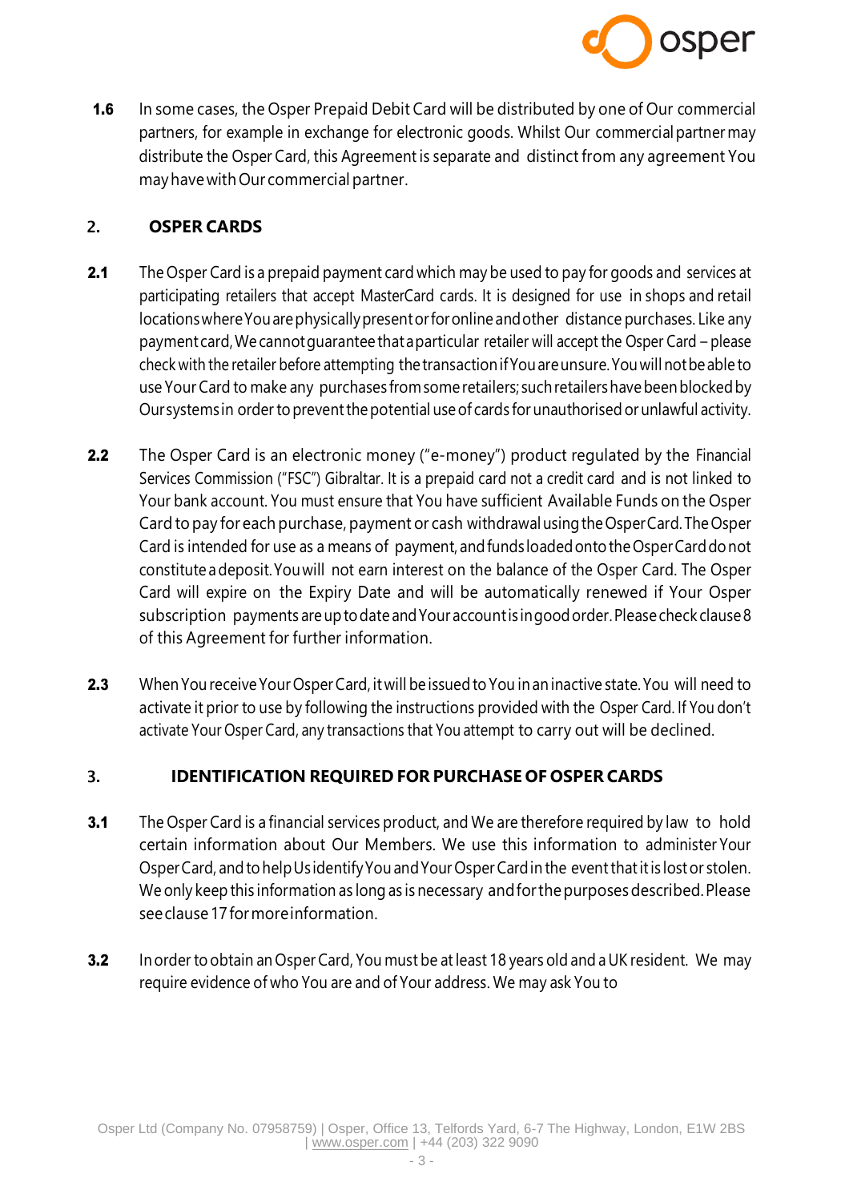**1.6** In some cases, the Osper Prepaid Debit Card will be distributed by one of Our commercial partners, for example in exchange for electronic goods. Whilst Our commercial partner may distribute the Osper Card, this Agreement is separate and distinct from any agreement You may have with Our commercial partner.

## 2. OSPER CARDS

**2.1** The Osper Card is a prepaid payment card which may be used to pay for goods and services at participating retailers that accept MasterCard cards. It is designed for use in shops and retail locations where You are physically present or for online and other distance purchases. Like any payment card, We cannot guarantee that a particular retailer will accept the Osper Card – please check with the retailer before attempting the transaction if You are unsure. You will not be able to use Your Card to make any purchases from some retailers; such retailers have been blocked by Our systems in order to prevent the potential use of cards for unauthorised or unlawful activity.

**2.2** The Osper Card is an electronic money ("e-money") product regulated by the Financial Services Commission ("FSC") Gibraltar. It is a prepaid card not a credit card and is not linked to Your bank account. You must ensure that You have sufficient Available Funds on the Osper Card to pay for each purchase, payment or cash withdrawal using the Osper Card. The Osper Card is intended for use as a means of payment, and funds loaded onto the Osper Card do not constitute a deposit. You will not earn interest on the balance of the Osper Card. The Osper Card will expire on the Expiry Date and will be automatically renewed if Your Osper subscription payments are up to date and Your account is in good order. Please check clause 8 of this Agreement for further information.

**2.3** When You receive Your Osper Card, it will be issued to You in an inactive state. You will need to activate it prior to use by following the instructions provided with the Osper Card. If You don't activate Your Osper Card, any transactions that You attempt to carry out will be declined.

## 3. IDENTIFICATION REQUIRED FOR PURCHASE OF OSPER CARDS

**3.1** The Osper Card is a financial services product, and We are therefore required by law to hold certain information about Our Members. We use this information to administer Your Osper Card, and to help Us identify You and Your Osper Card in the event that it is lost or stolen. We only keep this information as long as is necessary and for the purposes described. Please see clause 17 for more information.

**3.2** In order to obtain an Osper Card, You must be at least 18 years old and a UK resident. We may require evidence of who You are and of Your address. We may ask You to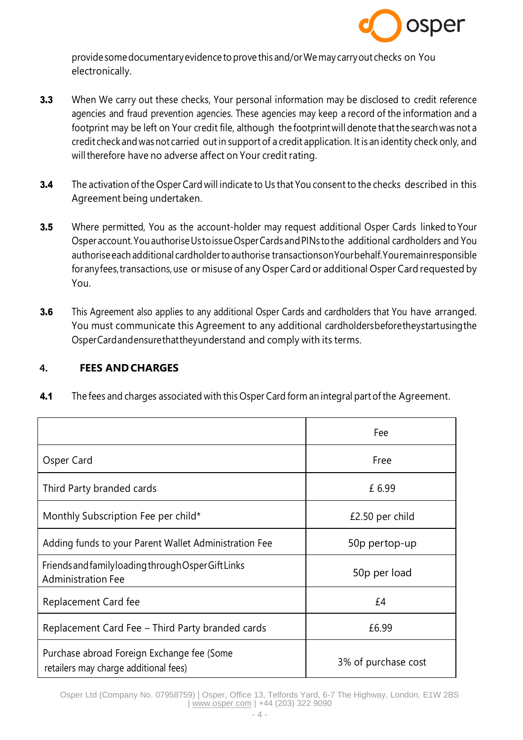provide some documentary evidence to prove this and/or We may carry out checks on You electronically.

**3.3** When We carry out these checks, Your personal information may be disclosed to credit reference agencies and fraud prevention agencies. These agencies may keep a record of the information and a footprint may be left on Your credit file, although the footprint will denote that the search was not a credit check and was not carried out in support of a credit application. It is an identity check only, and will therefore have no adverse affect on Your credit rating.

**3.4** The activation of the Osper Card will indicate to Us that You consent to the checks described in this Agreement being undertaken.

**3.5** Where permitted, You as the account-holder may request additional Osper Cards linked to Your Osper account. You authorise Us to issue Osper Cards and PINs to the additional cardholders and You authorise each additional cardholder to authorise transactions on Your behalf. You remain responsible for any fees, transactions, use or misuse of any Osper Card or additional Osper Card requested by You.

**3.6** This Agreement also applies to any additional Osper Cards and cardholders that You have arranged. You must communicate this Agreement to any additional cardholders before they start using the Osper Card and ensure that they understand and comply with its terms.

## 4. FEES AND CHARGES

**4.1** The fees and charges associated with this Osper Card form an integral part of the Agreement.

| | Fee |
|---|---|
| Osper Card | Free |
| Third Party branded cards | £ 6.99 |
| Monthly Subscription Fee per child* | £2.50 per child |
| Adding funds to your Parent Wallet Administration Fee | 50p pertop-up |
| Friends and family loading through Osper Gift Links Administration Fee | 50p per load |
| Replacement Card fee | £4 |
| Replacement Card Fee – Third Party branded cards | £6.99 |
| Purchase abroad Foreign Exchange fee (Some retailers may charge additional fees) | 3% of purchase cost |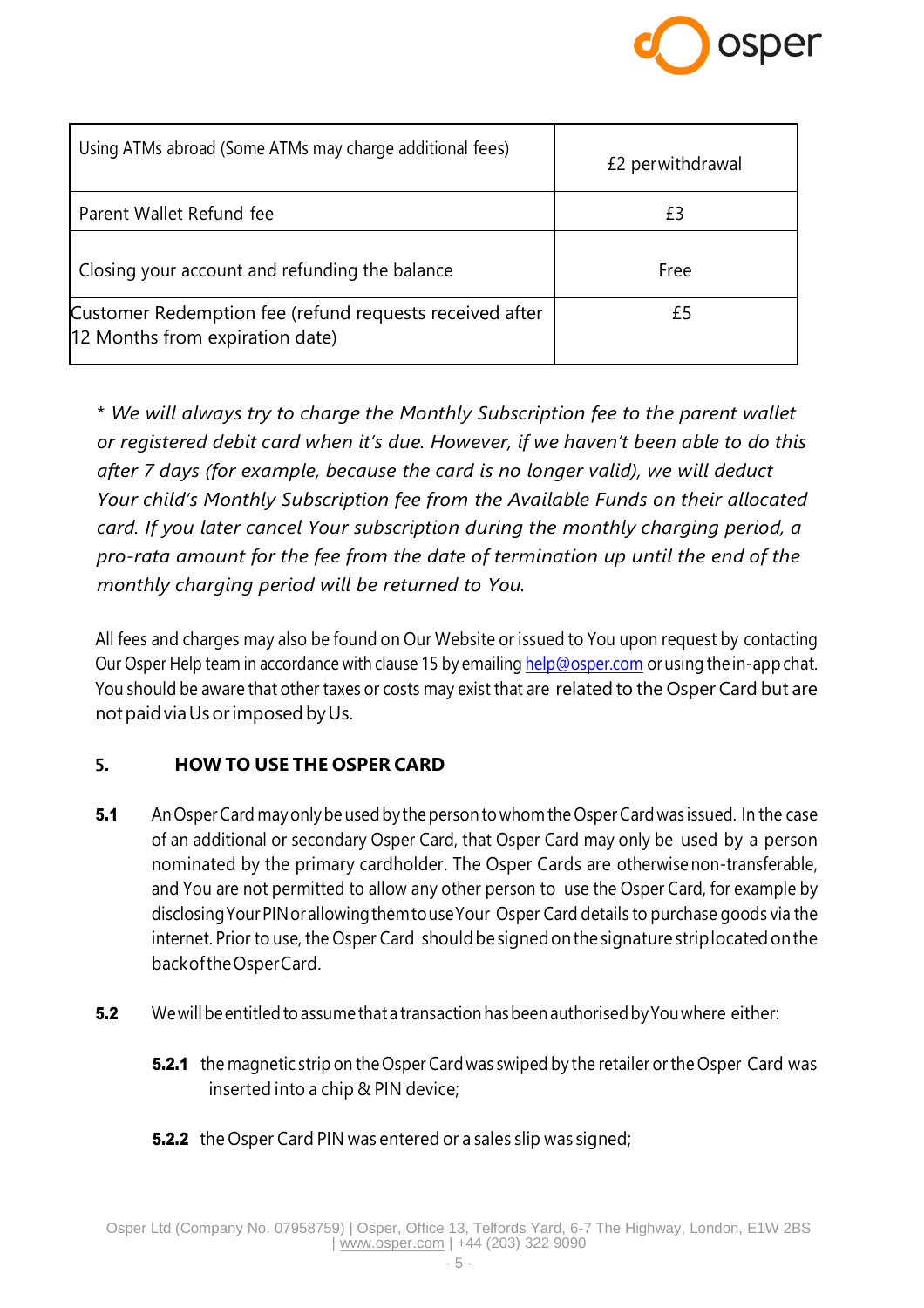| | |
|---|---|
| Using ATMs abroad (Some ATMs may charge additional fees) | £2 perwithdrawal |
| Parent Wallet Refund fee | £3 |
| Closing your account and refunding the balance | Free |
| Customer Redemption fee (refund requests received after 12 Months from expiration date) | £5 |

*\* We will always try to charge the Monthly Subscription fee to the parent wallet or registered debit card when it's due. However, if we haven't been able to do this after 7 days (for example, because the card is no longer valid), we will deduct Your child's Monthly Subscription fee from the Available Funds on their allocated card. If you later cancel Your subscription during the monthly charging period, a pro-rata amount for the fee from the date of termination up until the end of the monthly charging period will be returned to You.*

All fees and charges may also be found on Our Website or issued to You upon request by contacting Our Osper Help team in accordance with clause 15 by emailing help@osper.com or using the in-app chat. You should be aware that other taxes or costs may exist that are related to the Osper Card but are not paid via Us or imposed by Us.

## 5. HOW TO USE THE OSPER CARD

**5.1** An Osper Card may only be used by the person to whom the Osper Card was issued. In the case of an additional or secondary Osper Card, that Osper Card may only be used by a person nominated by the primary cardholder. The Osper Cards are otherwise non-transferable, and You are not permitted to allow any other person to use the Osper Card, for example by disclosing Your PIN or allowing them to use Your Osper Card details to purchase goods via the internet. Prior to use, the Osper Card should be signed on the signature strip located on the back of the Osper Card.

**5.2** We will be entitled to assume that a transaction has been authorised by You where either:

**5.2.1** the magnetic strip on the Osper Card was swiped by the retailer or the Osper Card was inserted into a chip & PIN device;

**5.2.2** the Osper Card PIN was entered or a sales slip was signed;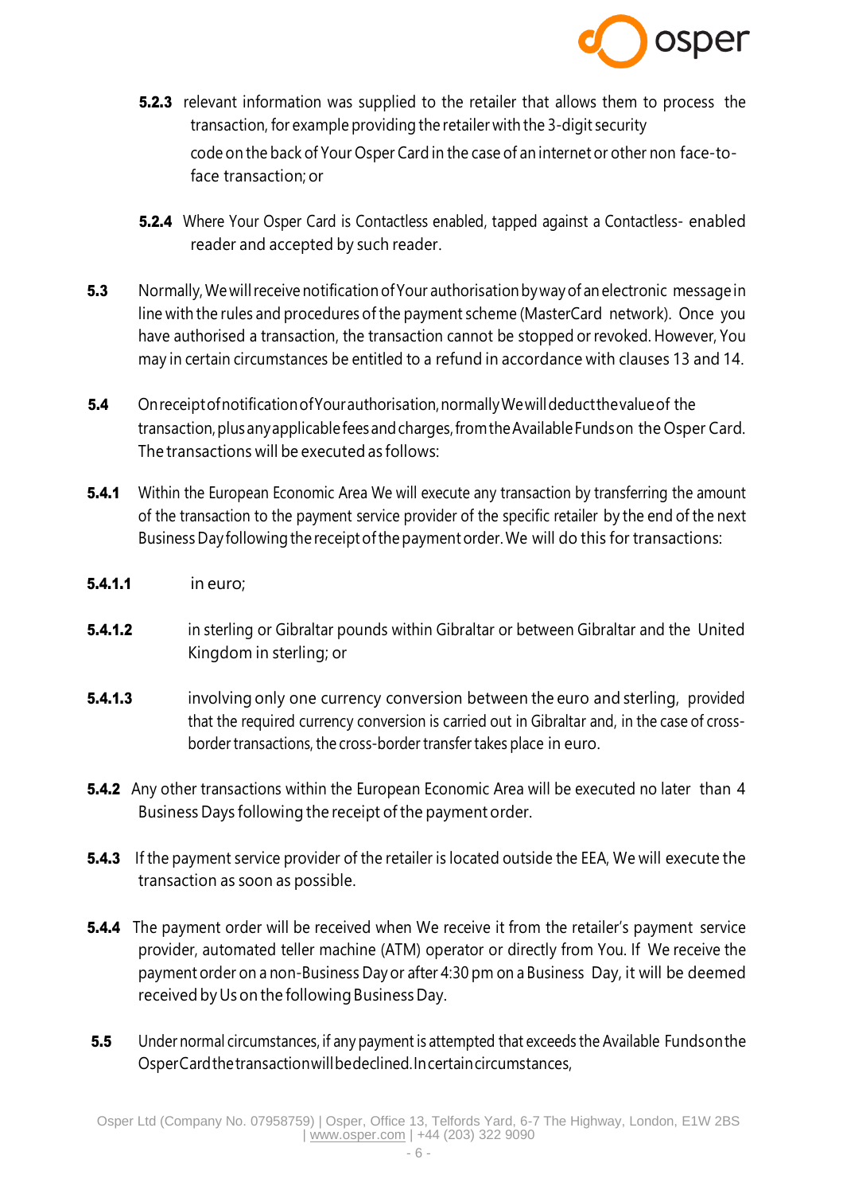**5.2.3** relevant information was supplied to the retailer that allows them to process the transaction, for example providing the retailer with the 3-digit security code on the back of Your Osper Card in the case of an internet or other non face-to-face transaction; or

**5.2.4** Where Your Osper Card is Contactless enabled, tapped against a Contactless- enabled reader and accepted by such reader.

**5.3** Normally, We will receive notification of Your authorisation by way of an electronic message in line with the rules and procedures of the payment scheme (MasterCard network). Once you have authorised a transaction, the transaction cannot be stopped or revoked. However, You may in certain circumstances be entitled to a refund in accordance with clauses 13 and 14.

**5.4** On receipt of notification of Your authorisation, normally We will deduct the value of the transaction, plus any applicable fees and charges, from the Available Funds on the Osper Card. The transactions will be executed as follows:

**5.4.1** Within the European Economic Area We will execute any transaction by transferring the amount of the transaction to the payment service provider of the specific retailer by the end of the next Business Day following the receipt of the payment order. We will do this for transactions:

**5.4.1.1** in euro;

**5.4.1.2** in sterling or Gibraltar pounds within Gibraltar or between Gibraltar and the United Kingdom in sterling; or

**5.4.1.3** involving only one currency conversion between the euro and sterling, provided that the required currency conversion is carried out in Gibraltar and, in the case of cross-border transactions, the cross-border transfer takes place in euro.

**5.4.2** Any other transactions within the European Economic Area will be executed no later than 4 Business Days following the receipt of the payment order.

**5.4.3** If the payment service provider of the retailer is located outside the EEA, We will execute the transaction as soon as possible.

**5.4.4** The payment order will be received when We receive it from the retailer's payment service provider, automated teller machine (ATM) operator or directly from You. If We receive the payment order on a non-Business Day or after 4:30 pm on a Business Day, it will be deemed received by Us on the following Business Day.

**5.5** Under normal circumstances, if any payment is attempted that exceeds the Available Funds on the Osper Card the transaction will be declined. In certain circumstances,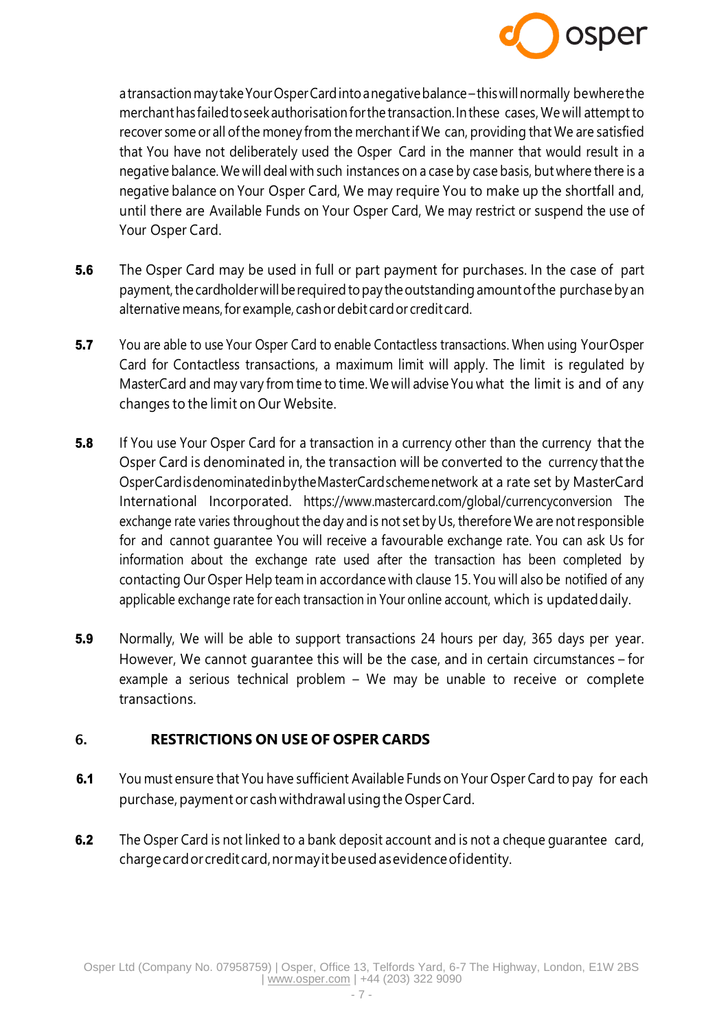a transaction may take Your Osper Card into a negative balance – this will normally be where the merchant has failed to seek authorisation for the transaction. In these cases, We will attempt to recover some or all of the money from the merchant if We can, providing that We are satisfied that You have not deliberately used the Osper Card in the manner that would result in a negative balance. We will deal with such instances on a case by case basis, but where there is a negative balance on Your Osper Card, We may require You to make up the shortfall and, until there are Available Funds on Your Osper Card, We may restrict or suspend the use of Your Osper Card.

**5.6** The Osper Card may be used in full or part payment for purchases. In the case of part payment, the cardholder will be required to pay the outstanding amount of the purchase by an alternative means, for example, cash or debit card or credit card.

**5.7** You are able to use Your Osper Card to enable Contactless transactions. When using Your Osper Card for Contactless transactions, a maximum limit will apply. The limit is regulated by MasterCard and may vary from time to time. We will advise You what the limit is and of any changes to the limit on Our Website.

**5.8** If You use Your Osper Card for a transaction in a currency other than the currency that the Osper Card is denominated in, the transaction will be converted to the currency that the Osper Card is denominated in by the MasterCard scheme network at a rate set by MasterCard International Incorporated. https://www.mastercard.com/global/currencyconversion The exchange rate varies throughout the day and is not set by Us, therefore We are not responsible for and cannot guarantee You will receive a favourable exchange rate. You can ask Us for information about the exchange rate used after the transaction has been completed by contacting Our Osper Help team in accordance with clause 15. You will also be notified of any applicable exchange rate for each transaction in Your online account, which is updated daily.

**5.9** Normally, We will be able to support transactions 24 hours per day, 365 days per year. However, We cannot guarantee this will be the case, and in certain circumstances – for example a serious technical problem – We may be unable to receive or complete transactions.

## 6. RESTRICTIONS ON USE OF OSPER CARDS

**6.1** You must ensure that You have sufficient Available Funds on Your Osper Card to pay for each purchase, payment or cash withdrawal using the Osper Card.

**6.2** The Osper Card is not linked to a bank deposit account and is not a cheque guarantee card, charge card or credit card, nor may it be used as evidence of identity.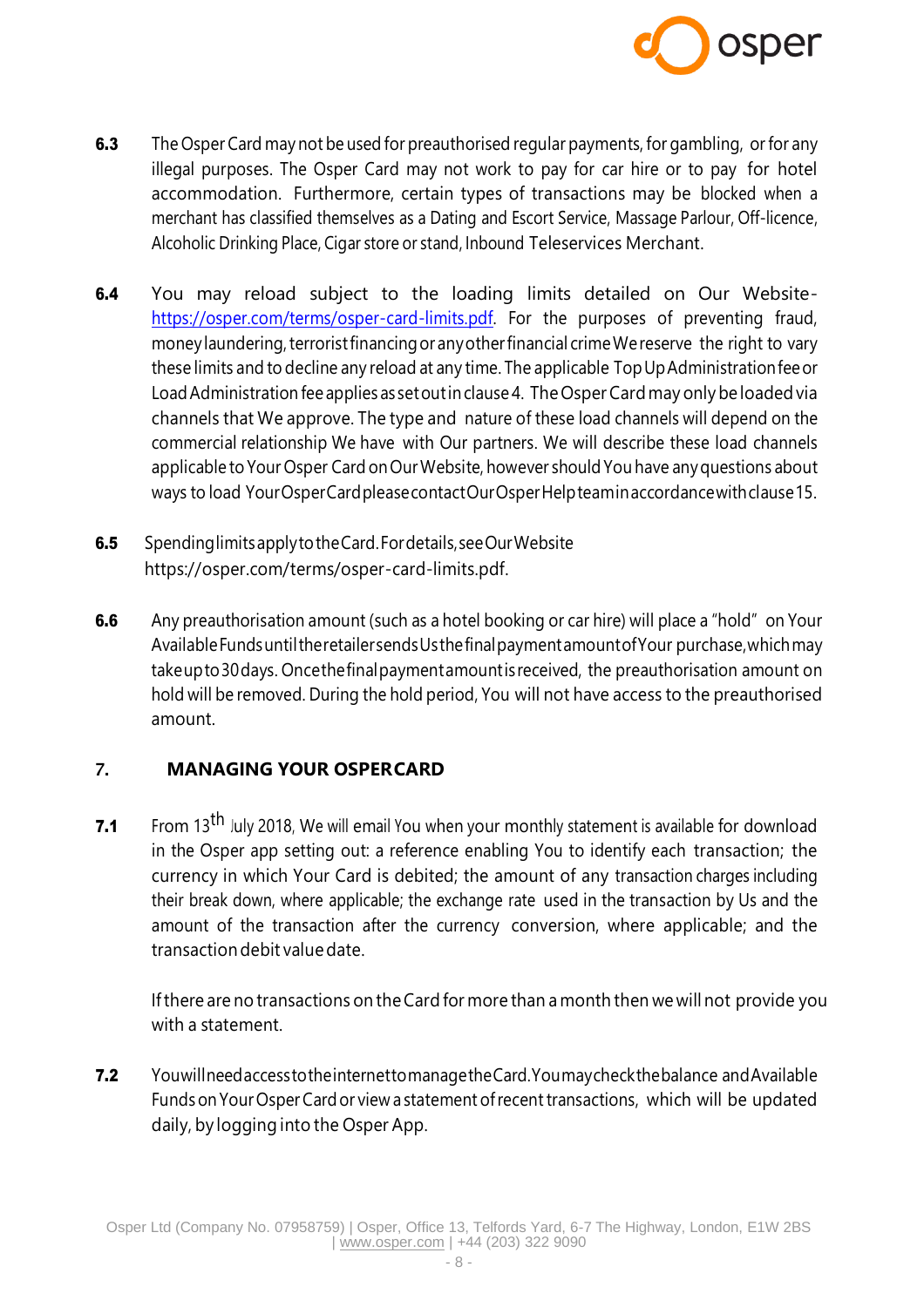**6.3** The Osper Card may not be used for preauthorised regular payments, for gambling, or for any illegal purposes. The Osper Card may not work to pay for car hire or to pay for hotel accommodation. Furthermore, certain types of transactions may be blocked when a merchant has classified themselves as a Dating and Escort Service, Massage Parlour, Off-licence, Alcoholic Drinking Place, Cigar store or stand, Inbound Teleservices Merchant.

**6.4** You may reload subject to the loading limits detailed on Our Website- https://osper.com/terms/osper-card-limits.pdf. For the purposes of preventing fraud, money laundering, terrorist financing or any other financial crime We reserve the right to vary these limits and to decline any reload at any time. The applicable Top Up Administration fee or Load Administration fee applies as set out in clause 4. The Osper Card may only be loaded via channels that We approve. The type and nature of these load channels will depend on the commercial relationship We have with Our partners. We will describe these load channels applicable to Your Osper Card on Our Website, however should You have any questions about ways to load Your Osper Card please contact Our Osper Help team in accordance with clause 15.

**6.5** Spending limits apply to the Card. For details, see Our Website https://osper.com/terms/osper-card-limits.pdf.

**6.6** Any preauthorisation amount (such as a hotel booking or car hire) will place a "hold" on Your Available Funds until the retailer sends Us the final payment amount of Your purchase, which may take up to 30 days. Once the final payment amount is received, the preauthorisation amount on hold will be removed. During the hold period, You will not have access to the preauthorised amount.

## 7. MANAGING YOUR OSPER CARD

**7.1** From 13th July 2018, We will email You when your monthly statement is available for download in the Osper app setting out: a reference enabling You to identify each transaction; the currency in which Your Card is debited; the amount of any transaction charges including their break down, where applicable; the exchange rate used in the transaction by Us and the amount of the transaction after the currency conversion, where applicable; and the transaction debit value date.

If there are no transactions on the Card for more than a month then we will not provide you with a statement.

**7.2** You will need access to the internet to manage the Card. You may check the balance and Available Funds on Your Osper Card or view a statement of recent transactions, which will be updated daily, by logging into the Osper App.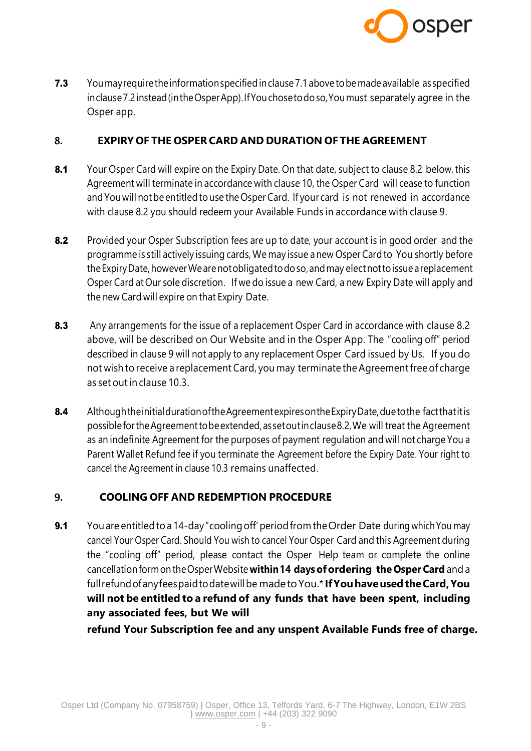**7.3** You may require the information specified in clause 7.1 above to be made available as specified in clause 7.2 instead (in the Osper App). If You chose to do so, You must separately agree in the Osper app.

## 8. EXPIRY OF THE OSPER CARD AND DURATION OF THE AGREEMENT

**8.1** Your Osper Card will expire on the Expiry Date. On that date, subject to clause 8.2 below, this Agreement will terminate in accordance with clause 10, the Osper Card will cease to function and You will not be entitled to use the Osper Card. If your card is not renewed in accordance with clause 8.2 you should redeem your Available Funds in accordance with clause 9.

**8.2** Provided your Osper Subscription fees are up to date, your account is in good order and the programme is still actively issuing cards, We may issue a new Osper Card to You shortly before the Expiry Date, however We are not obligated to do so, and may elect not to issue a replacement Osper Card at Our sole discretion. If we do issue a new Card, a new Expiry Date will apply and the new Card will expire on that Expiry Date.

**8.3** Any arrangements for the issue of a replacement Osper Card in accordance with clause 8.2 above, will be described on Our Website and in the Osper App. The "cooling off" period described in clause 9 will not apply to any replacement Osper Card issued by Us. If you do not wish to receive a replacement Card, you may terminate the Agreement free of charge as set out in clause 10.3.

**8.4** Although the initial duration of the Agreement expires on the Expiry Date, due to the fact that it is possible for the Agreement to be extended, as set out in clause 8.2, We will treat the Agreement as an indefinite Agreement for the purposes of payment regulation and will not charge You a Parent Wallet Refund fee if you terminate the Agreement before the Expiry Date. Your right to cancel the Agreement in clause 10.3 remains unaffected.

## 9. COOLING OFF AND REDEMPTION PROCEDURE

**9.1** You are entitled to a 14-day "cooling off' period from the Order Date during which You may cancel Your Osper Card. Should You wish to cancel Your Osper Card and this Agreement during the "cooling off" period, please contact the Osper Help team or complete the online cancellation form on the Osper Website **within 14 days of ordering the Osper Card** and a full refund of any fees paid to date will be made to You.* **If You have used the Card, You will not be entitled to a refund of any funds that have been spent, including any associated fees, but We will refund Your Subscription fee and any unspent Available Funds free of charge.**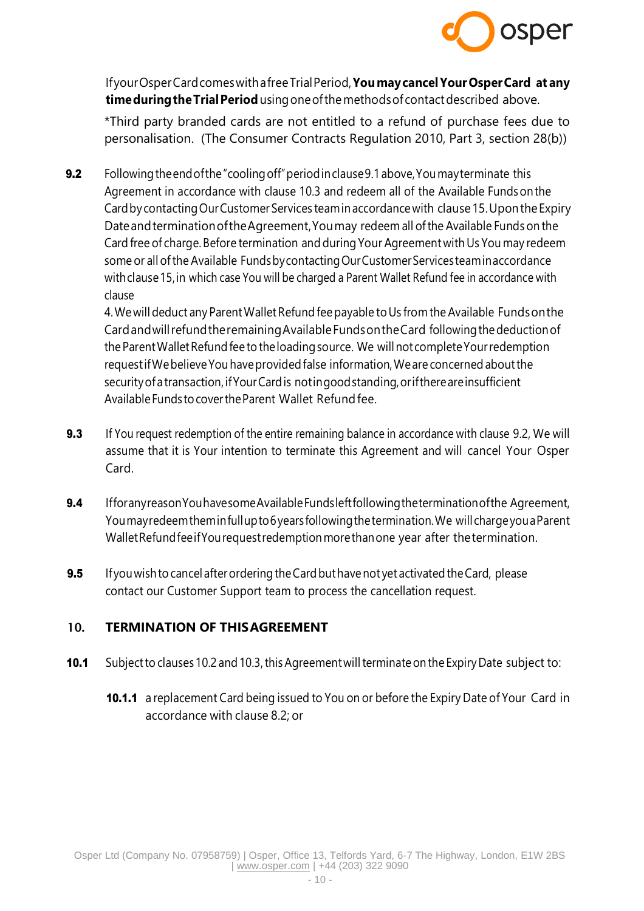If your Osper Card comes with a free Trial Period, **You may cancel Your Osper Card at any time during the Trial Period** using one of the methods of contact described above.

*Third party branded cards are not entitled to a refund of purchase fees due to personalisation. (The Consumer Contracts Regulation 2010, Part 3, section 28(b))

**9.2** Following the end of the "cooling off" period in clause 9.1 above, You may terminate this Agreement in accordance with clause 10.3 and redeem all of the Available Funds on the Card by contacting Our Customer Services team in accordance with clause 15. Upon the Expiry Date and termination of the Agreement, You may redeem all of the Available Funds on the Card free of charge. Before termination and during Your Agreement with Us You may redeem some or all of the Available Funds by contacting Our Customer Services team in accordance with clause 15, in which case You will be charged a Parent Wallet Refund fee in accordance with clause
4. We will deduct any Parent Wallet Refund fee payable to Us from the Available Funds on the Card and will refund the remaining Available Funds on the Card following the deduction of the Parent Wallet Refund fee to the loading source. We will not complete Your redemption request if We believe You have provided false information, We are concerned about the security of a transaction, if Your Card is not in good standing, or if there are insufficient Available Funds to cover the Parent Wallet Refund fee.

**9.3** If You request redemption of the entire remaining balance in accordance with clause 9.2, We will assume that it is Your intention to terminate this Agreement and will cancel Your Osper Card.

**9.4** If for any reason You have some Available Funds left following the termination of the Agreement, You may redeem them in full up to 6 years following the termination. We will charge you a Parent Wallet Refund fee if You request redemption more than one year after the termination.

**9.5** If you wish to cancel after ordering the Card but have not yet activated the Card, please contact our Customer Support team to process the cancellation request.

## 10. TERMINATION OF THIS AGREEMENT

**10.1** Subject to clauses 10.2 and 10.3, this Agreement will terminate on the Expiry Date subject to:

**10.1.1** a replacement Card being issued to You on or before the Expiry Date of Your Card in accordance with clause 8.2; or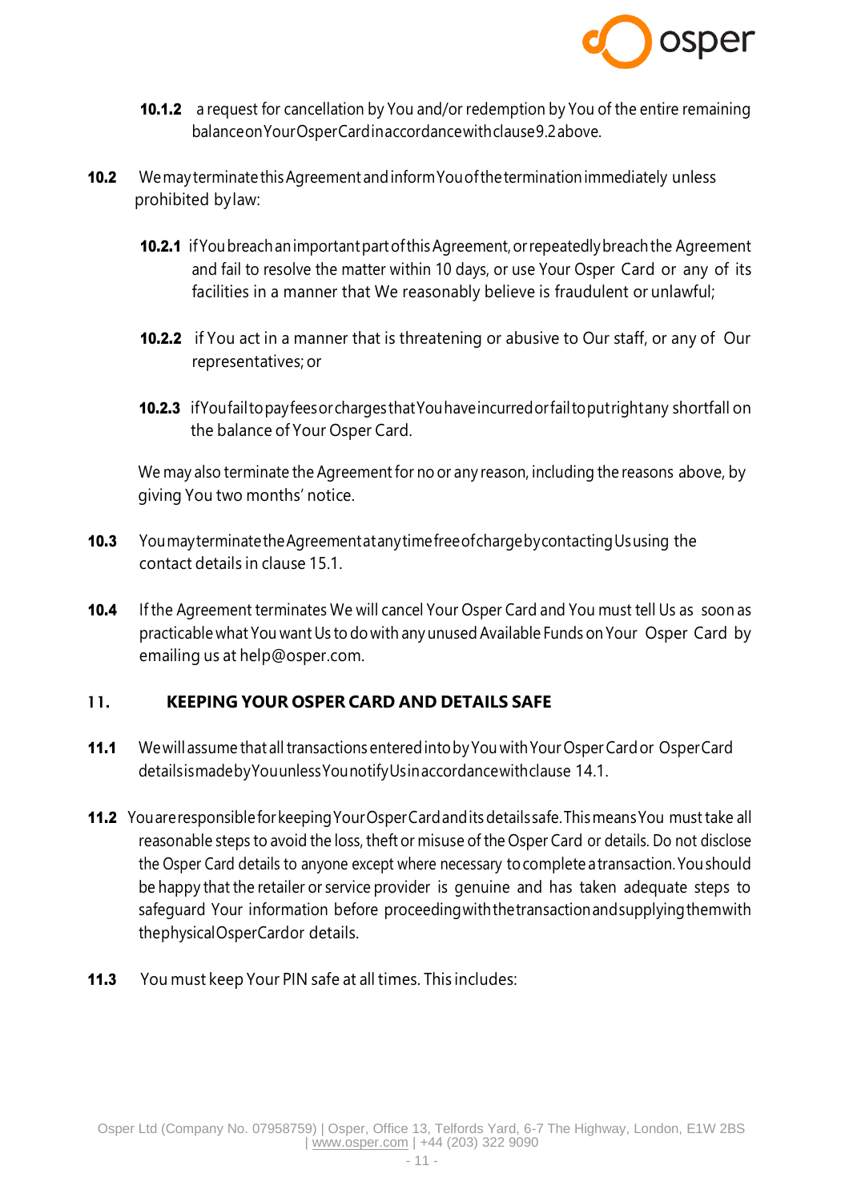**10.1.2** a request for cancellation by You and/or redemption by You of the entire remaining balance on Your Osper Card in accordance with clause 9.2 above.

**10.2** We may terminate this Agreement and inform You of the termination immediately unless prohibited by law:

**10.2.1** if You breach an important part of this Agreement, or repeatedly breach the Agreement and fail to resolve the matter within 10 days, or use Your Osper Card or any of its facilities in a manner that We reasonably believe is fraudulent or unlawful;

**10.2.2** if You act in a manner that is threatening or abusive to Our staff, or any of Our representatives; or

**10.2.3** if You fail to pay fees or charges that You have incurred or fail to put right any shortfall on the balance of Your Osper Card.

We may also terminate the Agreement for no or any reason, including the reasons above, by giving You two months' notice.

**10.3** You may terminate the Agreement at any time free of charge by contacting Us using the contact details in clause 15.1.

**10.4** If the Agreement terminates We will cancel Your Osper Card and You must tell Us as soon as practicable what You want Us to do with any unused Available Funds on Your Osper Card by emailing us at help@osper.com.

## 11. KEEPING YOUR OSPER CARD AND DETAILS SAFE

**11.1** We will assume that all transactions entered into by You with Your Osper Card or Osper Card details is made by You unless You notify Us in accordance with clause 14.1.

**11.2** You are responsible for keeping Your Osper Card and its details safe. This means You must take all reasonable steps to avoid the loss, theft or misuse of the Osper Card or details. Do not disclose the Osper Card details to anyone except where necessary to complete a transaction. You should be happy that the retailer or service provider is genuine and has taken adequate steps to safeguard Your information before proceeding with the transaction and supplying them with the physical Osper Card or details.

**11.3** You must keep Your PIN safe at all times. This includes: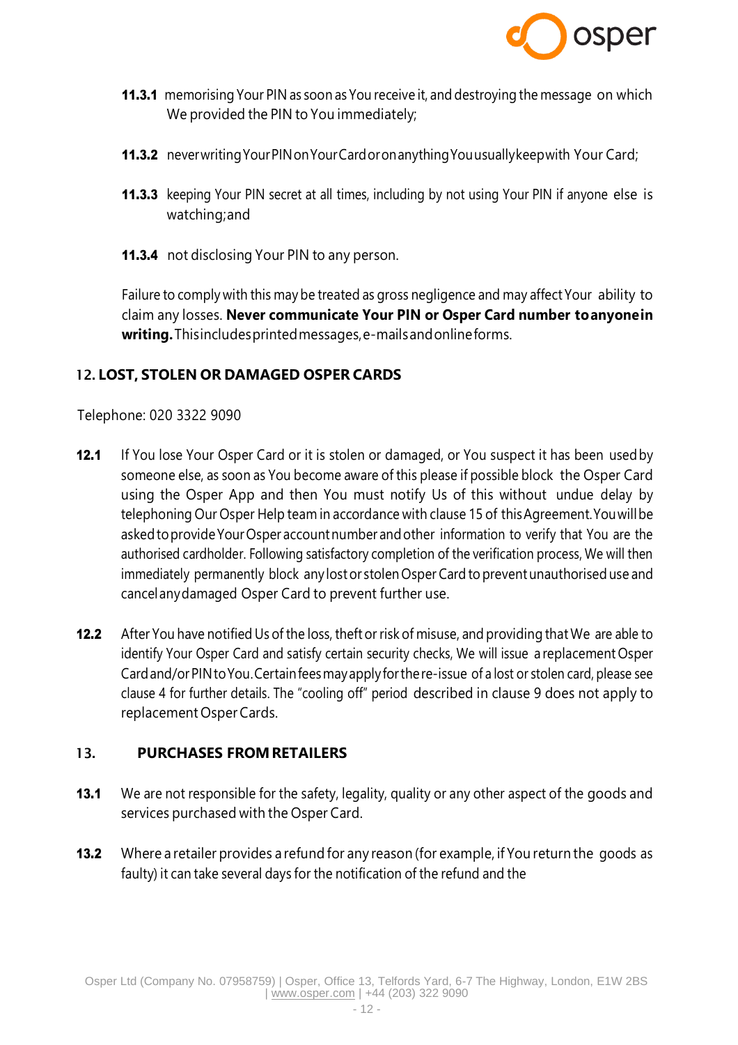**11.3.1** memorising Your PIN as soon as You receive it, and destroying the message on which We provided the PIN to You immediately;

**11.3.2** never writing Your PIN on Your Card or on anything You usually keep with Your Card;

**11.3.3** keeping Your PIN secret at all times, including by not using Your PIN if anyone else is watching; and

**11.3.4** not disclosing Your PIN to any person.

Failure to comply with this may be treated as gross negligence and may affect Your ability to claim any losses. **Never communicate Your PIN or Osper Card number to anyone in writing.** This includes printed messages, e-mails and online forms.

## 12. LOST, STOLEN OR DAMAGED OSPER CARDS

Telephone: 020 3322 9090

**12.1** If You lose Your Osper Card or it is stolen or damaged, or You suspect it has been used by someone else, as soon as You become aware of this please if possible block the Osper Card using the Osper App and then You must notify Us of this without undue delay by telephoning Our Osper Help team in accordance with clause 15 of this Agreement. You will be asked to provide Your Osper account number and other information to verify that You are the authorised cardholder. Following satisfactory completion of the verification process, We will then immediately permanently block any lost or stolen Osper Card to prevent unauthorised use and cancel any damaged Osper Card to prevent further use.

**12.2** After You have notified Us of the loss, theft or risk of misuse, and providing that We are able to identify Your Osper Card and satisfy certain security checks, We will issue a replacement Osper Card and/or PIN to You. Certain fees may apply for the re-issue of a lost or stolen card, please see clause 4 for further details. The "cooling off" period described in clause 9 does not apply to replacement Osper Cards.

## 13. PURCHASES FROM RETAILERS

**13.1** We are not responsible for the safety, legality, quality or any other aspect of the goods and services purchased with the Osper Card.

**13.2** Where a retailer provides a refund for any reason (for example, if You return the goods as faulty) it can take several days for the notification of the refund and the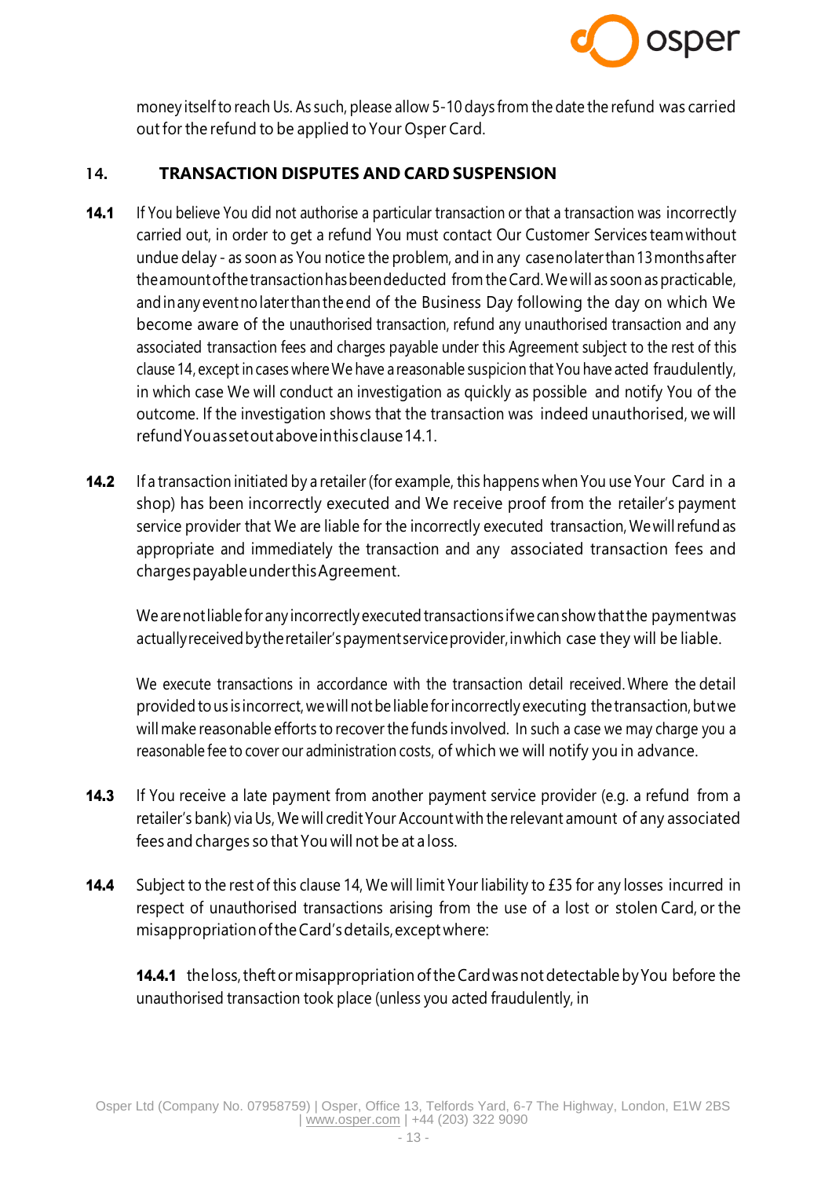money itself to reach Us. As such, please allow 5-10 days from the date the refund was carried out for the refund to be applied to Your Osper Card.

## 14. TRANSACTION DISPUTES AND CARD SUSPENSION

**14.1** If You believe You did not authorise a particular transaction or that a transaction was incorrectly carried out, in order to get a refund You must contact Our Customer Services team without undue delay - as soon as You notice the problem, and in any case no later than 13 months after the amount of the transaction has been deducted from the Card. We will as soon as practicable, and in any event no later than the end of the Business Day following the day on which We become aware of the unauthorised transaction, refund any unauthorised transaction and any associated transaction fees and charges payable under this Agreement subject to the rest of this clause 14, except in cases where We have a reasonable suspicion that You have acted fraudulently, in which case We will conduct an investigation as quickly as possible and notify You of the outcome. If the investigation shows that the transaction was indeed unauthorised, we will refund You as set out above in this clause 14.1.

**14.2** If a transaction initiated by a retailer (for example, this happens when You use Your Card in a shop) has been incorrectly executed and We receive proof from the retailer's payment service provider that We are liable for the incorrectly executed transaction, We will refund as appropriate and immediately the transaction and any associated transaction fees and charges payable under this Agreement.

We are not liable for any incorrectly executed transactions if we can show that the payment was actually received by the retailer's payment service provider, in which case they will be liable.

We execute transactions in accordance with the transaction detail received. Where the detail provided to us is incorrect, we will not be liable for incorrectly executing the transaction, but we will make reasonable efforts to recover the funds involved. In such a case we may charge you a reasonable fee to cover our administration costs, of which we will notify you in advance.

**14.3** If You receive a late payment from another payment service provider (e.g. a refund from a retailer's bank) via Us, We will credit Your Account with the relevant amount of any associated fees and charges so that You will not be at a loss.

**14.4** Subject to the rest of this clause 14, We will limit Your liability to £35 for any losses incurred in respect of unauthorised transactions arising from the use of a lost or stolen Card, or the misappropriation of the Card's details, except where:

**14.4.1** the loss, theft or misappropriation of the Card was not detectable by You before the unauthorised transaction took place (unless you acted fraudulently, in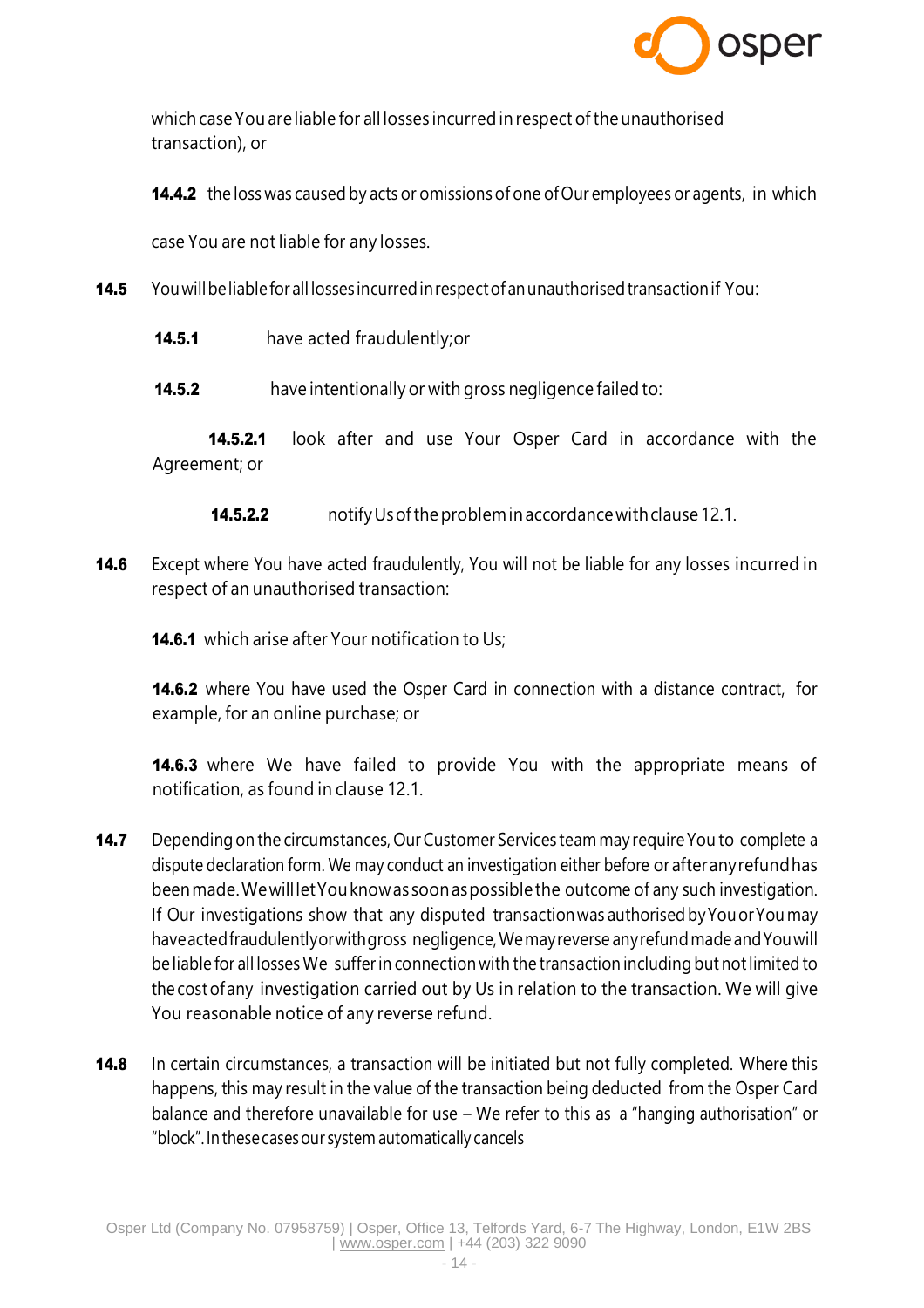which case You are liable for all losses incurred in respect of the unauthorised transaction), or

**14.4.2** the loss was caused by acts or omissions of one of Our employees or agents, in which case You are not liable for any losses.

**14.5** You will be liable for all losses incurred in respect of an unauthorised transaction if You:

**14.5.1** have acted fraudulently; or

**14.5.2** have intentionally or with gross negligence failed to:

**14.5.2.1** look after and use Your Osper Card in accordance with the Agreement; or

**14.5.2.2** notify Us of the problem in accordance with clause 12.1.

**14.6** Except where You have acted fraudulently, You will not be liable for any losses incurred in respect of an unauthorised transaction:

**14.6.1** which arise after Your notification to Us;

**14.6.2** where You have used the Osper Card in connection with a distance contract, for example, for an online purchase; or

**14.6.3** where We have failed to provide You with the appropriate means of notification, as found in clause 12.1.

**14.7** Depending on the circumstances, Our Customer Services team may require You to complete a dispute declaration form. We may conduct an investigation either before or after any refund has been made. We will let You know as soon as possible the outcome of any such investigation. If Our investigations show that any disputed transaction was authorised by You or You may have acted fraudulently or with gross negligence, We may reverse any refund made and You will be liable for all losses We suffer in connection with the transaction including but not limited to the cost of any investigation carried out by Us in relation to the transaction. We will give You reasonable notice of any reverse refund.

**14.8** In certain circumstances, a transaction will be initiated but not fully completed. Where this happens, this may result in the value of the transaction being deducted from the Osper Card balance and therefore unavailable for use – We refer to this as a "hanging authorisation" or "block". In these cases our system automatically cancels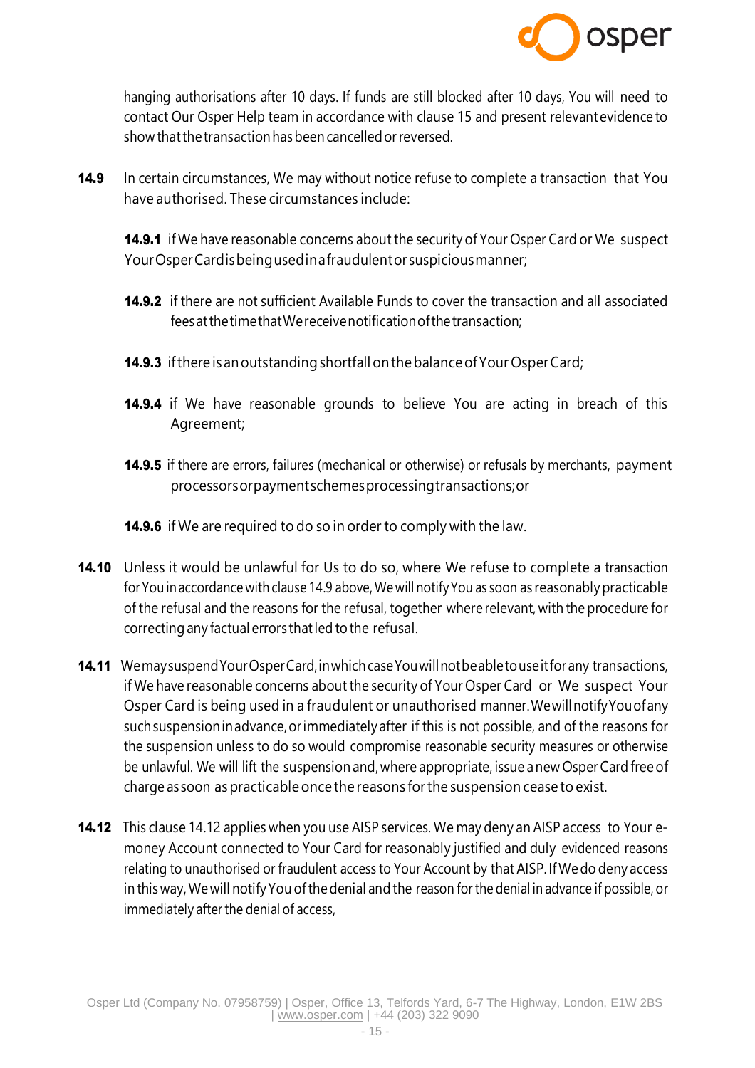hanging authorisations after 10 days. If funds are still blocked after 10 days, You will need to contact Our Osper Help team in accordance with clause 15 and present relevant evidence to show that the transaction has been cancelled or reversed.

**14.9** In certain circumstances, We may without notice refuse to complete a transaction that You have authorised. These circumstances include:

**14.9.1** if We have reasonable concerns about the security of Your Osper Card or We suspect Your Osper Card is being used in a fraudulent or suspicious manner;

**14.9.2** if there are not sufficient Available Funds to cover the transaction and all associated fees at the time that We receive notification of the transaction;

**14.9.3** if there is an outstanding shortfall on the balance of Your Osper Card;

**14.9.4** if We have reasonable grounds to believe You are acting in breach of this Agreement;

**14.9.5** if there are errors, failures (mechanical or otherwise) or refusals by merchants, payment processors or payment schemes processing transactions; or

**14.9.6** if We are required to do so in order to comply with the law.

**14.10** Unless it would be unlawful for Us to do so, where We refuse to complete a transaction for You in accordance with clause 14.9 above, We will notify You as soon as reasonably practicable of the refusal and the reasons for the refusal, together where relevant, with the procedure for correcting any factual errors that led to the refusal.

**14.11** We may suspend Your Osper Card, in which case You will not be able to use it for any transactions, if We have reasonable concerns about the security of Your Osper Card or We suspect Your Osper Card is being used in a fraudulent or unauthorised manner. We will notify You of any such suspension in advance, or immediately after if this is not possible, and of the reasons for the suspension unless to do so would compromise reasonable security measures or otherwise be unlawful. We will lift the suspension and, where appropriate, issue a new Osper Card free of charge as soon as practicable once the reasons for the suspension cease to exist.

**14.12** This clause 14.12 applies when you use AISP services. We may deny an AISP access to Your e-money Account connected to Your Card for reasonably justified and duly evidenced reasons relating to unauthorised or fraudulent access to Your Account by that AISP. If We do deny access in this way, We will notify You of the denial and the reason for the denial in advance if possible, or immediately after the denial of access,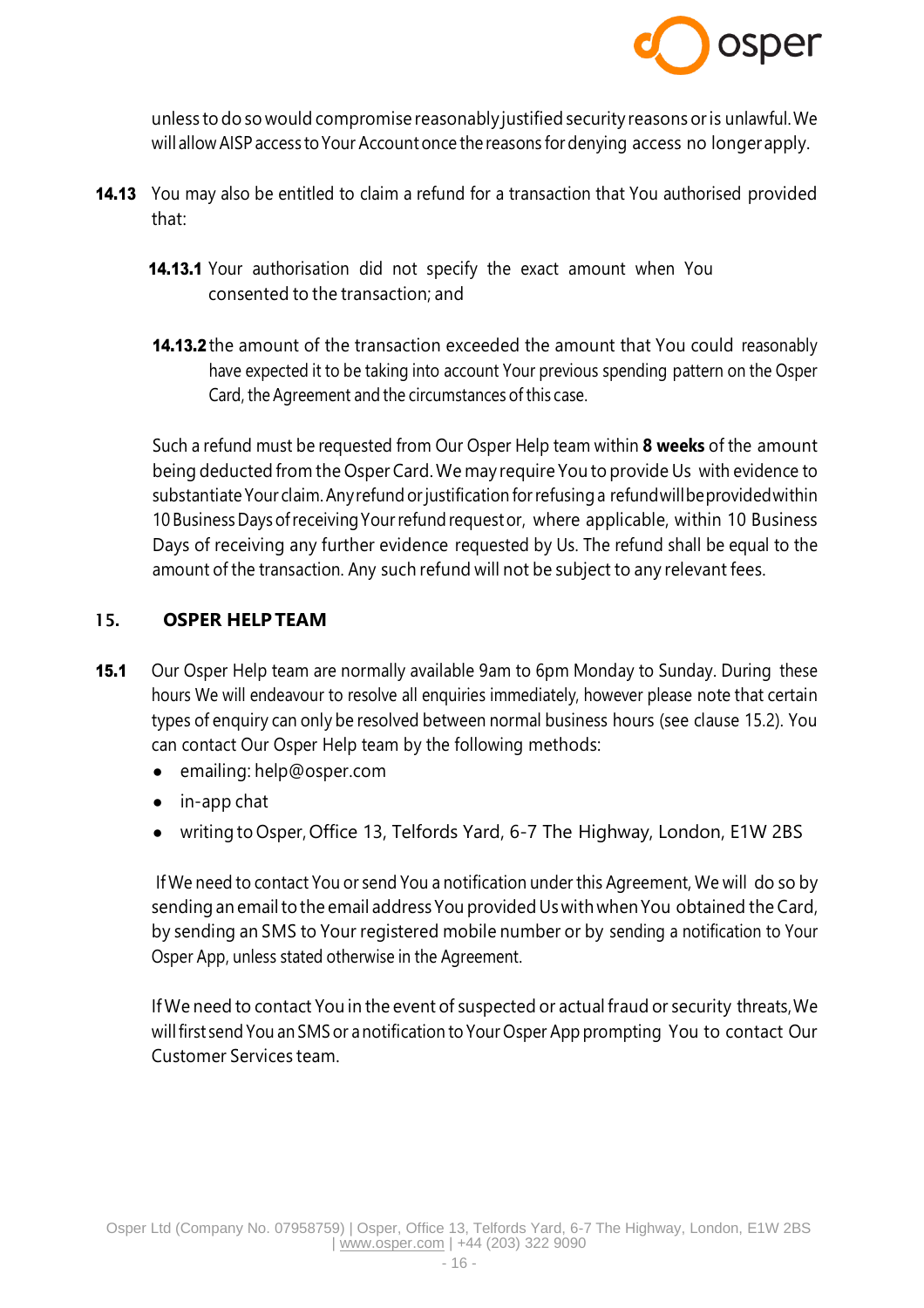unless to do so would compromise reasonably justified security reasons or is unlawful. We will allow AISP access to Your Account once the reasons for denying access no longer apply.

**14.13** You may also be entitled to claim a refund for a transaction that You authorised provided that:

**14.13.1** Your authorisation did not specify the exact amount when You consented to the transaction; and

**14.13.2** the amount of the transaction exceeded the amount that You could reasonably have expected it to be taking into account Your previous spending pattern on the Osper Card, the Agreement and the circumstances of this case.

Such a refund must be requested from Our Osper Help team within **8 weeks** of the amount being deducted from the Osper Card. We may require You to provide Us with evidence to substantiate Your claim. Any refund or justification for refusing a refund will be provided within 10 Business Days of receiving Your refund request or, where applicable, within 10 Business Days of receiving any further evidence requested by Us. The refund shall be equal to the amount of the transaction. Any such refund will not be subject to any relevant fees.

## 15. OSPER HELP TEAM

**15.1** Our Osper Help team are normally available 9am to 6pm Monday to Sunday. During these hours We will endeavour to resolve all enquiries immediately, however please note that certain types of enquiry can only be resolved between normal business hours (see clause 15.2). You can contact Our Osper Help team by the following methods:

- emailing: help@osper.com
- in-app chat
- writing to Osper, Office 13, Telfords Yard, 6-7 The Highway, London, E1W 2BS

If We need to contact You or send You a notification under this Agreement, We will do so by sending an email to the email address You provided Us with when You obtained the Card, by sending an SMS to Your registered mobile number or by sending a notification to Your Osper App, unless stated otherwise in the Agreement.

If We need to contact You in the event of suspected or actual fraud or security threats, We will first send You an SMS or a notification to Your Osper App prompting You to contact Our Customer Services team.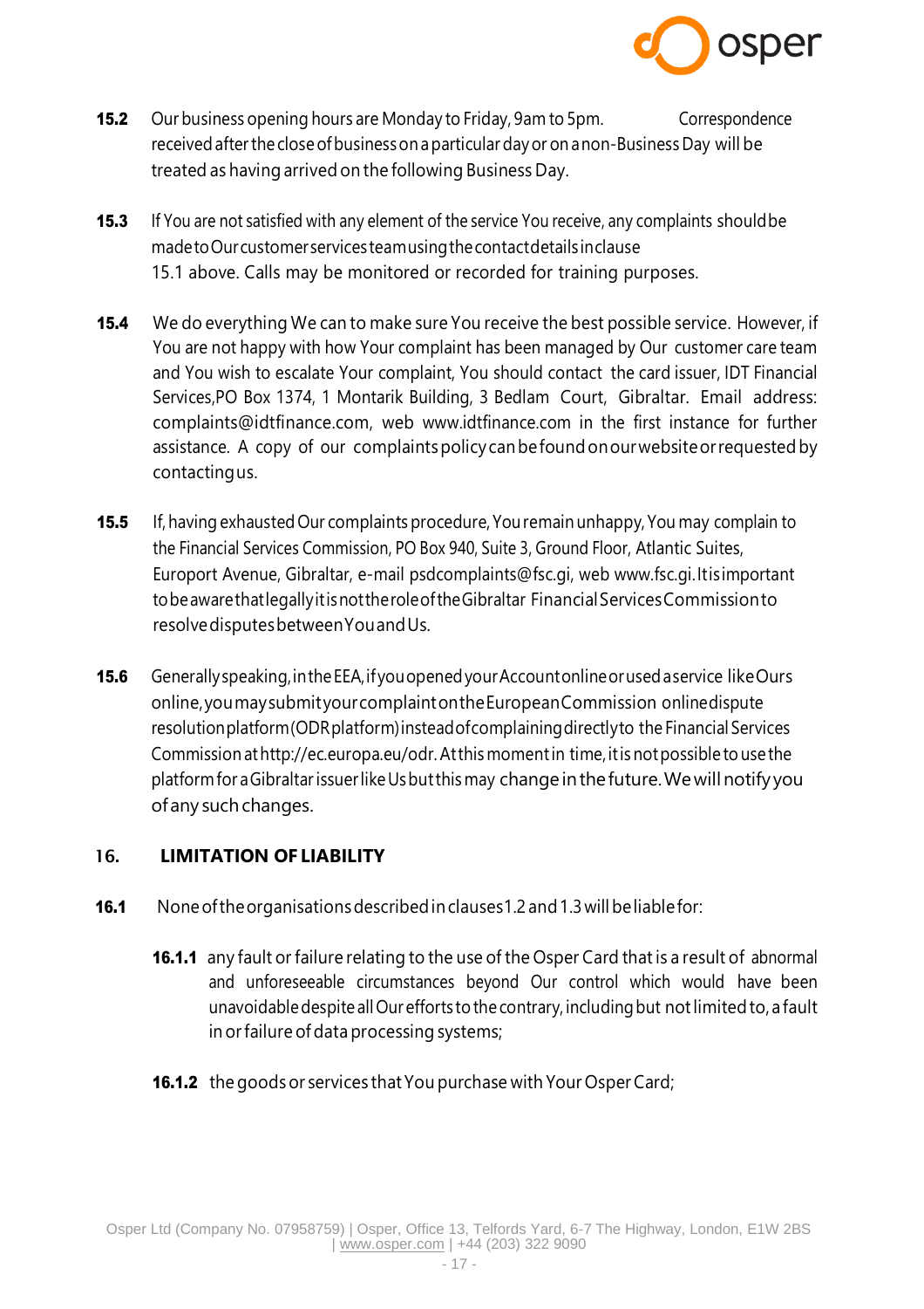**15.2** Our business opening hours are Monday to Friday, 9am to 5pm. Correspondence received after the close of business on a particular day or on a non-Business Day will be treated as having arrived on the following Business Day.

**15.3** If You are not satisfied with any element of the service You receive, any complaints should be made to Our customer services team using the contact details in clause 15.1 above. Calls may be monitored or recorded for training purposes.

**15.4** We do everything We can to make sure You receive the best possible service. However, if You are not happy with how Your complaint has been managed by Our customer care team and You wish to escalate Your complaint, You should contact the card issuer, IDT Financial Services,PO Box 1374, 1 Montarik Building, 3 Bedlam Court, Gibraltar. Email address: complaints@idtfinance.com, web www.idtfinance.com in the first instance for further assistance. A copy of our complaints policy can be found on our website or requested by contacting us.

**15.5** If, having exhausted Our complaints procedure, You remain unhappy, You may complain to the Financial Services Commission, PO Box 940, Suite 3, Ground Floor, Atlantic Suites, Europort Avenue, Gibraltar, e-mail psdcomplaints@fsc.gi, web www.fsc.gi. It is important to be aware that legally it is not the role of the Gibraltar Financial Services Commission to resolve disputes between You and Us.

**15.6** Generally speaking, in the EEA, if you opened your Account online or used a service like Ours online, you may submit your complaint on the European Commission online dispute resolution platform (ODR platform) instead of complaining directly to the Financial Services Commission at http://ec.europa.eu/odr. At this moment in time, it is not possible to use the platform for a Gibraltar issuer like Us but this may change in the future. We will notify you of any such changes.

## 16. LIMITATION OF LIABILITY

**16.1** None of the organisations described in clauses 1.2 and 1.3 will be liable for:

**16.1.1** any fault or failure relating to the use of the Osper Card that is a result of abnormal and unforeseeable circumstances beyond Our control which would have been unavoidable despite all Our efforts to the contrary, including but not limited to, a fault in or failure of data processing systems;

**16.1.2** the goods or services that You purchase with Your Osper Card;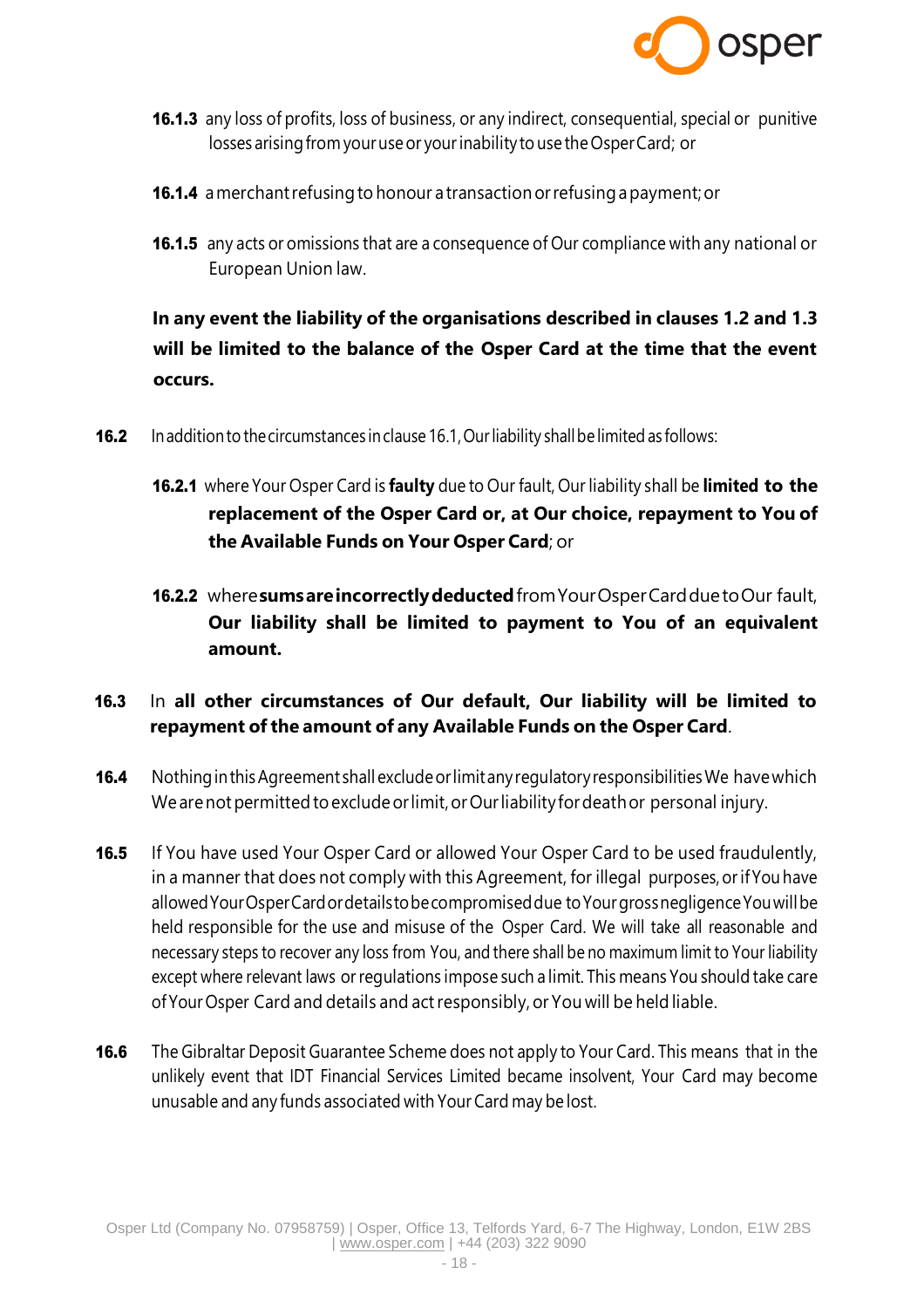**16.1.3** any loss of profits, loss of business, or any indirect, consequential, special or punitive losses arising from your use or your inability to use the Osper Card; or

**16.1.4** a merchant refusing to honour a transaction or refusing a payment; or

**16.1.5** any acts or omissions that are a consequence of Our compliance with any national or European Union law.

**In any event the liability of the organisations described in clauses 1.2 and 1.3 will be limited to the balance of the Osper Card at the time that the event occurs.**

**16.2** In addition to the circumstances in clause 16.1, Our liability shall be limited as follows:

**16.2.1** where Your Osper Card is **faulty** due to Our fault, Our liability shall be **limited to the replacement of the Osper Card or, at Our choice, repayment to You of the Available Funds on Your Osper Card**; or

**16.2.2** where **sums are incorrectly deducted** from Your Osper Card due to Our fault, **Our liability shall be limited to payment to You of an equivalent amount.**

**16.3** In **all other circumstances of Our default, Our liability will be limited to repayment of the amount of any Available Funds on the Osper Card**.

**16.4** Nothing in this Agreement shall exclude or limit any regulatory responsibilities We have which We are not permitted to exclude or limit, or Our liability for death or personal injury.

**16.5** If You have used Your Osper Card or allowed Your Osper Card to be used fraudulently, in a manner that does not comply with this Agreement, for illegal purposes, or if You have allowed Your Osper Card or details to be compromised due to Your gross negligence You will be held responsible for the use and misuse of the Osper Card. We will take all reasonable and necessary steps to recover any loss from You, and there shall be no maximum limit to Your liability except where relevant laws or regulations impose such a limit. This means You should take care of Your Osper Card and details and act responsibly, or You will be held liable.

**16.6** The Gibraltar Deposit Guarantee Scheme does not apply to Your Card. This means that in the unlikely event that IDT Financial Services Limited became insolvent, Your Card may become unusable and any funds associated with Your Card may be lost.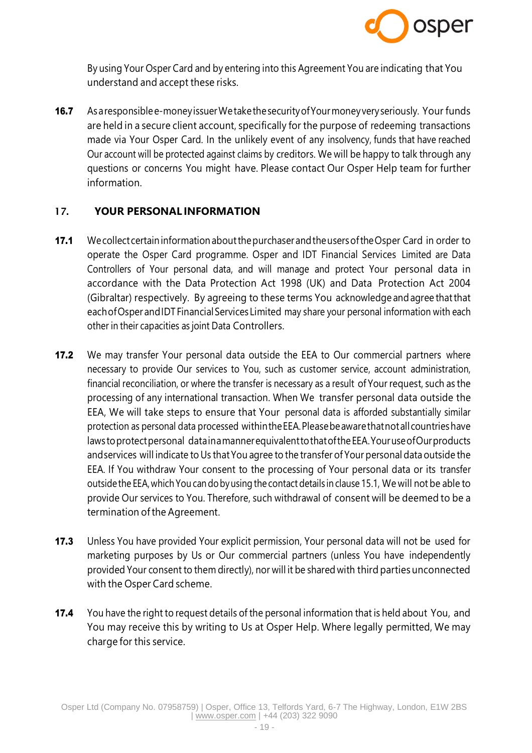By using Your Osper Card and by entering into this Agreement You are indicating that You understand and accept these risks.

**16.7** As a responsible e-money issuer We take the security of Your money very seriously. Your funds are held in a secure client account, specifically for the purpose of redeeming transactions made via Your Osper Card. In the unlikely event of any insolvency, funds that have reached Our account will be protected against claims by creditors. We will be happy to talk through any questions or concerns You might have. Please contact Our Osper Help team for further information.

## 17. YOUR PERSONAL INFORMATION

**17.1** We collect certain information about the purchaser and the users of the Osper Card in order to operate the Osper Card programme. Osper and IDT Financial Services Limited are Data Controllers of Your personal data, and will manage and protect Your personal data in accordance with the Data Protection Act 1998 (UK) and Data Protection Act 2004 (Gibraltar) respectively. By agreeing to these terms You acknowledge and agree that that each of Osper and IDT Financial Services Limited may share your personal information with each other in their capacities as joint Data Controllers.

**17.2** We may transfer Your personal data outside the EEA to Our commercial partners where necessary to provide Our services to You, such as customer service, account administration, financial reconciliation, or where the transfer is necessary as a result of Your request, such as the processing of any international transaction. When We transfer personal data outside the EEA, We will take steps to ensure that Your personal data is afforded substantially similar protection as personal data processed within the EEA. Please be aware that not all countries have laws to protect personal data in a manner equivalent to that of the EEA. Your use of Our products and services will indicate to Us that You agree to the transfer of Your personal data outside the EEA. If You withdraw Your consent to the processing of Your personal data or its transfer outside the EEA, which You can do by using the contact details in clause 15.1, We will not be able to provide Our services to You. Therefore, such withdrawal of consent will be deemed to be a termination of the Agreement.

**17.3** Unless You have provided Your explicit permission, Your personal data will not be used for marketing purposes by Us or Our commercial partners (unless You have independently provided Your consent to them directly), nor will it be shared with third parties unconnected with the Osper Card scheme.

**17.4** You have the right to request details of the personal information that is held about You, and You may receive this by writing to Us at Osper Help. Where legally permitted, We may charge for this service.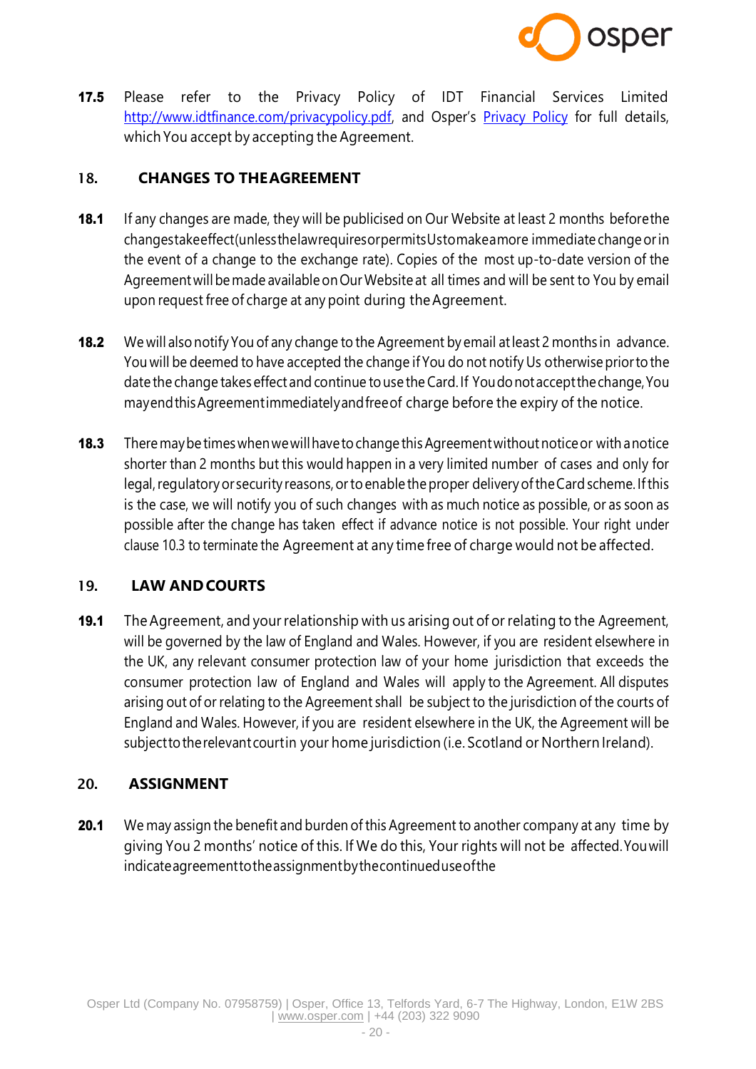**17.5** Please refer to the Privacy Policy of IDT Financial Services Limited [http://www.idtfinance.com/privacypolicy.pdf](http://www.idtfinance.com/privacypolicy.pdf), and Osper's [Privacy Policy](#) for full details, which You accept by accepting the Agreement.

## 18. CHANGES TO THE AGREEMENT

**18.1** If any changes are made, they will be publicised on Our Website at least 2 months before the changes take effect (unless the law requires or permits Us to make a more immediate change or in the event of a change to the exchange rate). Copies of the most up-to-date version of the Agreement will be made available on Our Website at all times and will be sent to You by email upon request free of charge at any point during the Agreement.

**18.2** We will also notify You of any change to the Agreement by email at least 2 months in advance. You will be deemed to have accepted the change if You do not notify Us otherwise prior to the date the change takes effect and continue to use the Card. If You do not accept the change, You may end this Agreement immediately and free of charge before the expiry of the notice.

**18.3** There may be times when we will have to change this Agreement without notice or with a notice shorter than 2 months but this would happen in a very limited number of cases and only for legal, regulatory or security reasons, or to enable the proper delivery of the Card scheme. If this is the case, we will notify you of such changes with as much notice as possible, or as soon as possible after the change has taken effect if advance notice is not possible. Your right under clause 10.3 to terminate the Agreement at any time free of charge would not be affected.

## 19. LAW AND COURTS

**19.1** The Agreement, and your relationship with us arising out of or relating to the Agreement, will be governed by the law of England and Wales. However, if you are resident elsewhere in the UK, any relevant consumer protection law of your home jurisdiction that exceeds the consumer protection law of England and Wales will apply to the Agreement. All disputes arising out of or relating to the Agreement shall be subject to the jurisdiction of the courts of England and Wales. However, if you are resident elsewhere in the UK, the Agreement will be subject to the relevant court in your home jurisdiction (i.e. Scotland or Northern Ireland).

## 20. ASSIGNMENT

**20.1** We may assign the benefit and burden of this Agreement to another company at any time by giving You 2 months' notice of this. If We do this, Your rights will not be affected. You will indicate agreement to the assignment by the continued use of the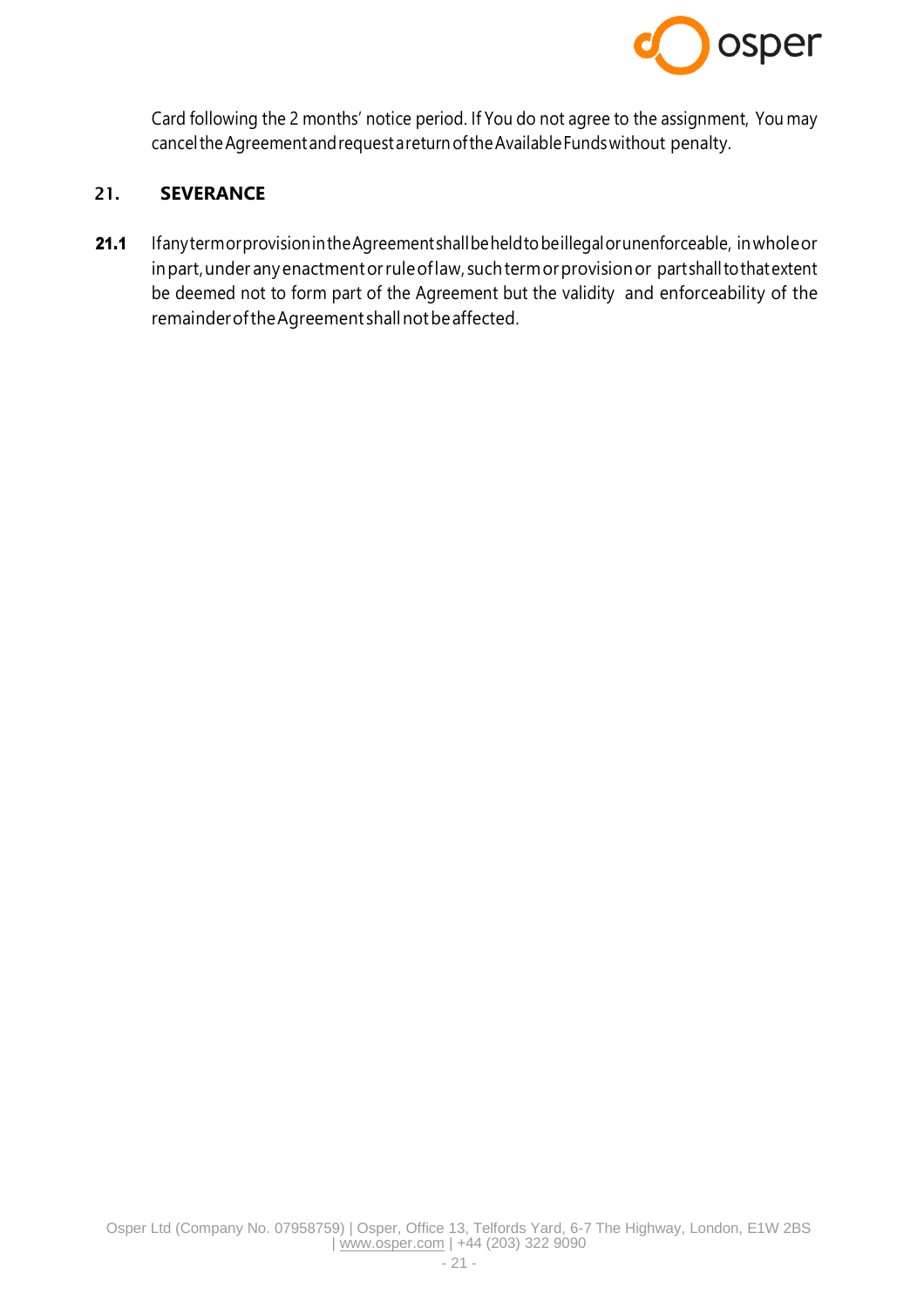Card following the 2 months' notice period. If You do not agree to the assignment, You may cancel the Agreement and request a return of the Available Funds without penalty.

## 21. SEVERANCE

**21.1** If any term or provision in the Agreement shall be held to be illegal or unenforceable, in whole or in part, under any enactment or rule of law, such term or provision or part shall to that extent be deemed not to form part of the Agreement but the validity and enforceability of the remainder of the Agreement shall not be affected.